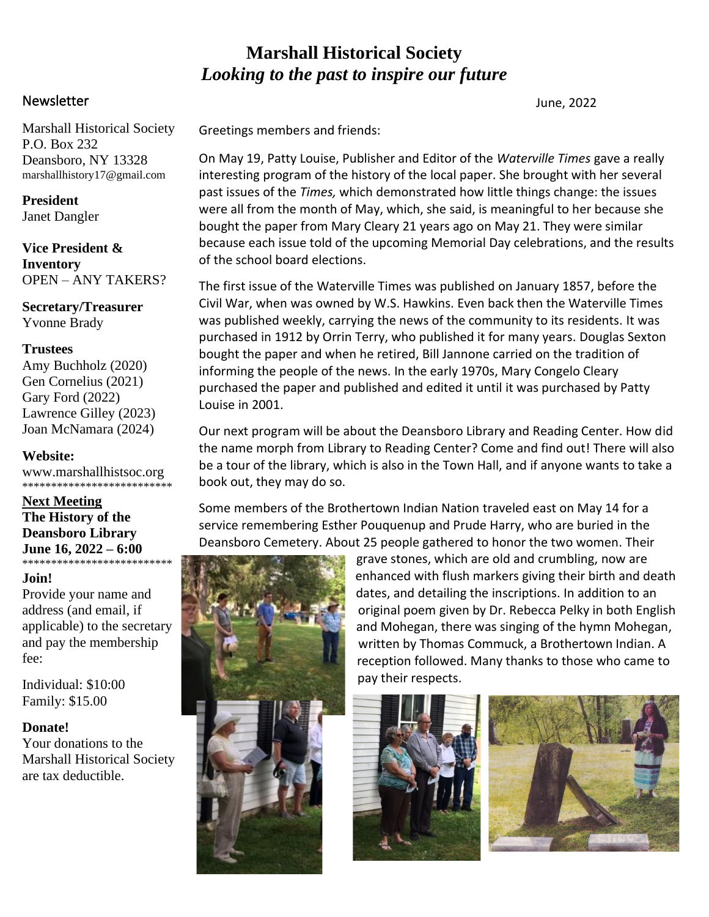# Marshall Historical Society
## *Looking to the past to inspire our future*

Newsletter

June, 2022

Marshall Historical Society
P.O. Box 232
Deansboro, NY 13328
marshallhistory17@gmail.com

**President**
Janet Dangler

**Vice President & Inventory**
OPEN – ANY TAKERS?

**Secretary/Treasurer**
Yvonne Brady

**Trustees**
Amy Buchholz (2020)
Gen Cornelius (2021)
Gary Ford (2022)
Lawrence Gilley (2023)
Joan McNamara (2024)

**Website:**
www.marshallhistsoc.org

**************************

**Next Meeting**
**The History of the Deansboro Library**
**June 16, 2022 – 6:00**

**************************

**Join!**
Provide your name and address (and email, if applicable) to the secretary and pay the membership fee:

Individual: $10:00
Family: $15.00

**Donate!**
Your donations to the Marshall Historical Society are tax deductible.

Greetings members and friends:

On May 19, Patty Louise, Publisher and Editor of the *Waterville Times* gave a really interesting program of the history of the local paper. She brought with her several past issues of the *Times,* which demonstrated how little things change: the issues were all from the month of May, which, she said, is meaningful to her because she bought the paper from Mary Cleary 21 years ago on May 21. They were similar because each issue told of the upcoming Memorial Day celebrations, and the results of the school board elections.

The first issue of the Waterville Times was published on January 1857, before the Civil War, when was owned by W.S. Hawkins. Even back then the Waterville Times was published weekly, carrying the news of the community to its residents. It was purchased in 1912 by Orrin Terry, who published it for many years. Douglas Sexton bought the paper and when he retired, Bill Jannone carried on the tradition of informing the people of the news. In the early 1970s, Mary Congelo Cleary purchased the paper and published and edited it until it was purchased by Patty Louise in 2001.

Our next program will be about the Deansboro Library and Reading Center. How did the name morph from Library to Reading Center? Come and find out! There will also be a tour of the library, which is also in the Town Hall, and if anyone wants to take a book out, they may do so.

Some members of the Brothertown Indian Nation traveled east on May 14 for a service remembering Esther Pouquenup and Prude Harry, who are buried in the Deansboro Cemetery. About 25 people gathered to honor the two women. Their grave stones, which are old and crumbling, now are enhanced with flush markers giving their birth and death dates, and detailing the inscriptions. In addition to an original poem given by Dr. Rebecca Pelky in both English and Mohegan, there was singing of the hymn Mohegan, written by Thomas Commuck, a Brothertown Indian. A reception followed. Many thanks to those who came to pay their respects.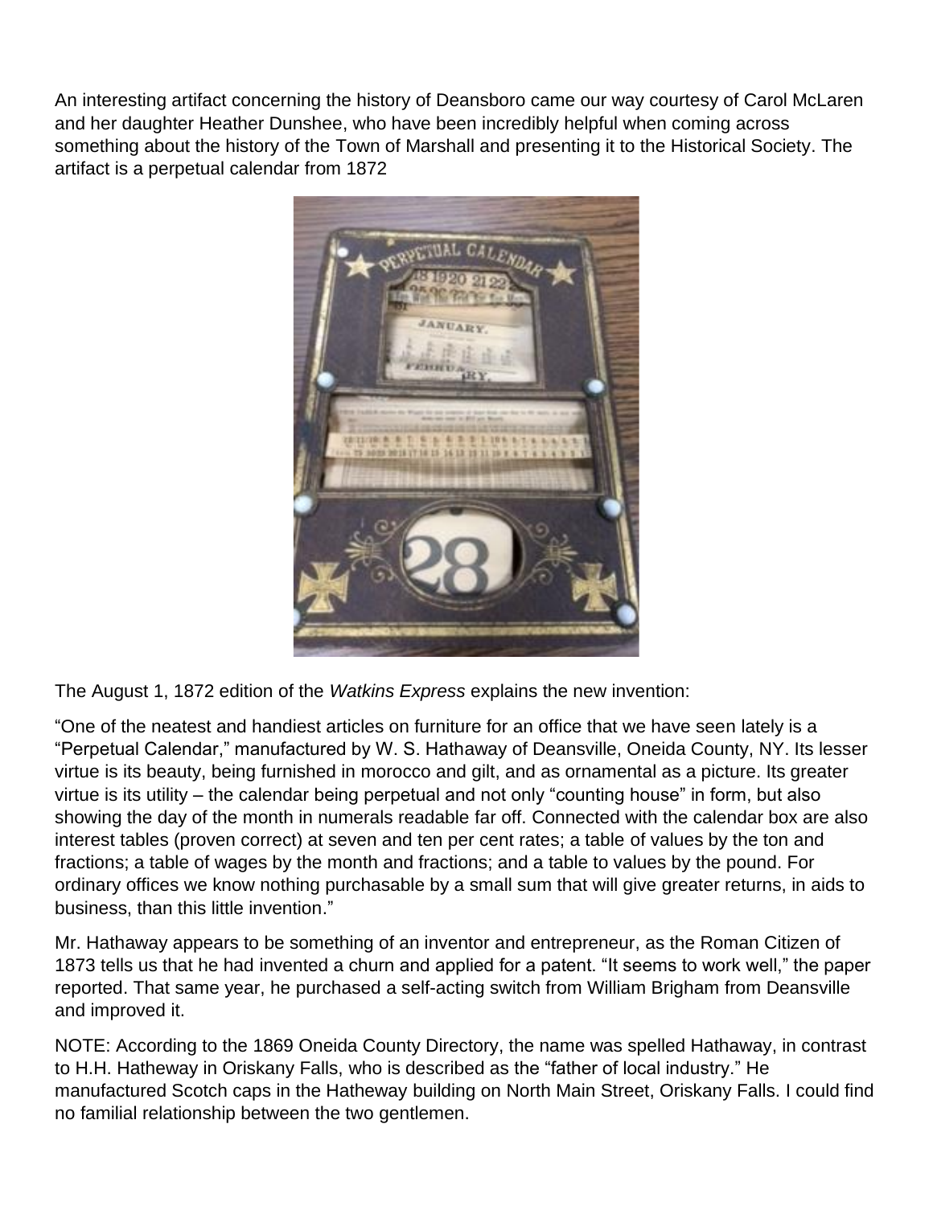An interesting artifact concerning the history of Deansboro came our way courtesy of Carol McLaren and her daughter Heather Dunshee, who have been incredibly helpful when coming across something about the history of the Town of Marshall and presenting it to the Historical Society. The artifact is a perpetual calendar from 1872

The August 1, 1872 edition of the *Watkins Express* explains the new invention:

"One of the neatest and handiest articles on furniture for an office that we have seen lately is a "Perpetual Calendar," manufactured by W. S. Hathaway of Deansville, Oneida County, NY. Its lesser virtue is its beauty, being furnished in morocco and gilt, and as ornamental as a picture. Its greater virtue is its utility – the calendar being perpetual and not only "counting house" in form, but also showing the day of the month in numerals readable far off. Connected with the calendar box are also interest tables (proven correct) at seven and ten per cent rates; a table of values by the ton and fractions; a table of wages by the month and fractions; and a table to values by the pound. For ordinary offices we know nothing purchasable by a small sum that will give greater returns, in aids to business, than this little invention."

Mr. Hathaway appears to be something of an inventor and entrepreneur, as the Roman Citizen of 1873 tells us that he had invented a churn and applied for a patent. "It seems to work well," the paper reported. That same year, he purchased a self-acting switch from William Brigham from Deansville and improved it.

NOTE: According to the 1869 Oneida County Directory, the name was spelled Hathaway, in contrast to H.H. Hatheway in Oriskany Falls, who is described as the "father of local industry." He manufactured Scotch caps in the Hatheway building on North Main Street, Oriskany Falls. I could find no familial relationship between the two gentlemen.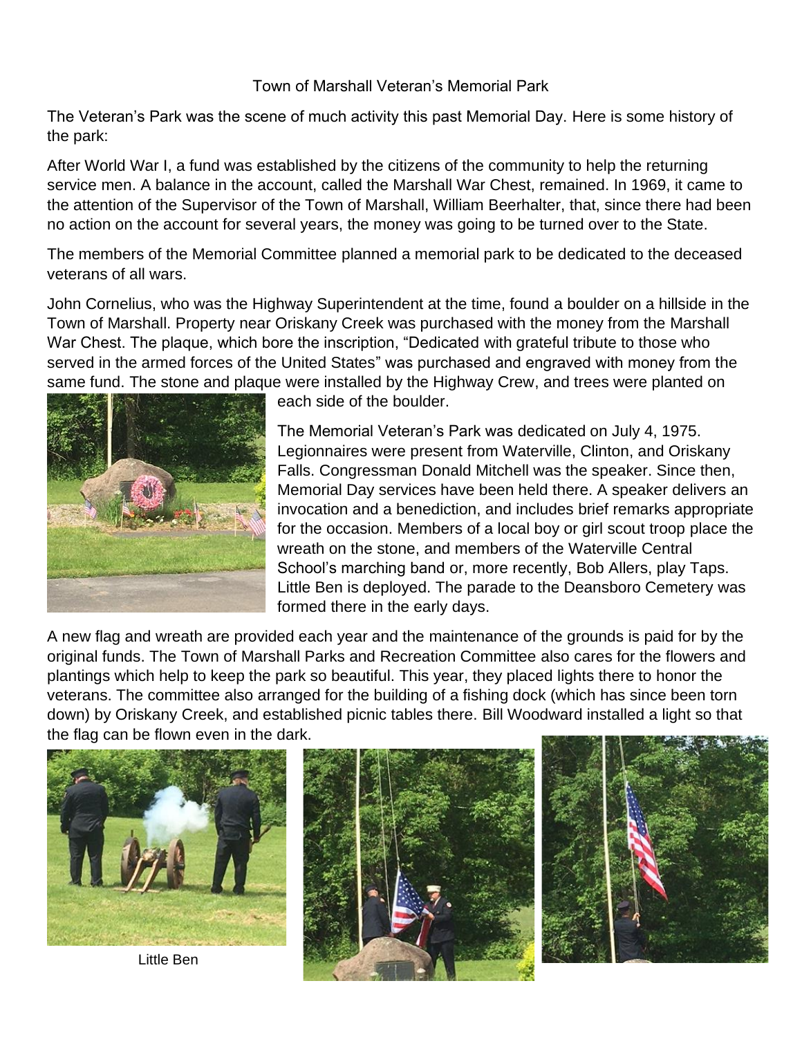Town of Marshall Veteran's Memorial Park

The Veteran's Park was the scene of much activity this past Memorial Day. Here is some history of the park:

After World War I, a fund was established by the citizens of the community to help the returning service men. A balance in the account, called the Marshall War Chest, remained. In 1969, it came to the attention of the Supervisor of the Town of Marshall, William Beerhalter, that, since there had been no action on the account for several years, the money was going to be turned over to the State.

The members of the Memorial Committee planned a memorial park to be dedicated to the deceased veterans of all wars.

John Cornelius, who was the Highway Superintendent at the time, found a boulder on a hillside in the Town of Marshall. Property near Oriskany Creek was purchased with the money from the Marshall War Chest. The plaque, which bore the inscription, "Dedicated with grateful tribute to those who served in the armed forces of the United States" was purchased and engraved with money from the same fund. The stone and plaque were installed by the Highway Crew, and trees were planted on each side of the boulder.

The Memorial Veteran's Park was dedicated on July 4, 1975. Legionnaires were present from Waterville, Clinton, and Oriskany Falls. Congressman Donald Mitchell was the speaker. Since then, Memorial Day services have been held there. A speaker delivers an invocation and a benediction, and includes brief remarks appropriate for the occasion. Members of a local boy or girl scout troop place the wreath on the stone, and members of the Waterville Central School's marching band or, more recently, Bob Allers, play Taps. Little Ben is deployed. The parade to the Deansboro Cemetery was formed there in the early days.

A new flag and wreath are provided each year and the maintenance of the grounds is paid for by the original funds. The Town of Marshall Parks and Recreation Committee also cares for the flowers and plantings which help to keep the park so beautiful. This year, they placed lights there to honor the veterans. The committee also arranged for the building of a fishing dock (which has since been torn down) by Oriskany Creek, and established picnic tables there. Bill Woodward installed a light so that the flag can be flown even in the dark.

Little Ben